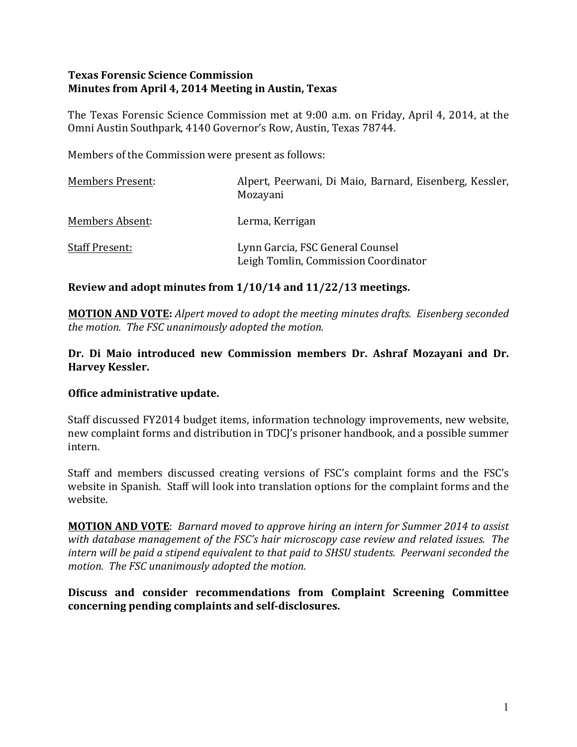**Texas Forensic Science Commission**
**Minutes from April 4, 2014 Meeting in Austin, Texas**

The Texas Forensic Science Commission met at 9:00 a.m. on Friday, April 4, 2014, at the Omni Austin Southpark, 4140 Governor's Row, Austin, Texas 78744.

Members of the Commission were present as follows:

| | |
|---|---|
| Members Present: | Alpert, Peerwani, Di Maio, Barnard, Eisenberg, Kessler, Mozayani |
| Members Absent: | Lerma, Kerrigan |
| Staff Present: | Lynn Garcia, FSC General Counsel<br>Leigh Tomlin, Commission Coordinator |

**Review and adopt minutes from 1/10/14 and 11/22/13 meetings.**

**MOTION AND VOTE:** *Alpert moved to adopt the meeting minutes drafts. Eisenberg seconded the motion. The FSC unanimously adopted the motion.*

**Dr. Di Maio introduced new Commission members Dr. Ashraf Mozayani and Dr. Harvey Kessler.**

**Office administrative update.**

Staff discussed FY2014 budget items, information technology improvements, new website, new complaint forms and distribution in TDCJ's prisoner handbook, and a possible summer intern.

Staff and members discussed creating versions of FSC's complaint forms and the FSC's website in Spanish. Staff will look into translation options for the complaint forms and the website.

**MOTION AND VOTE**: *Barnard moved to approve hiring an intern for Summer 2014 to assist with database management of the FSC's hair microscopy case review and related issues. The intern will be paid a stipend equivalent to that paid to SHSU students. Peerwani seconded the motion. The FSC unanimously adopted the motion.*

**Discuss and consider recommendations from Complaint Screening Committee concerning pending complaints and self-disclosures.**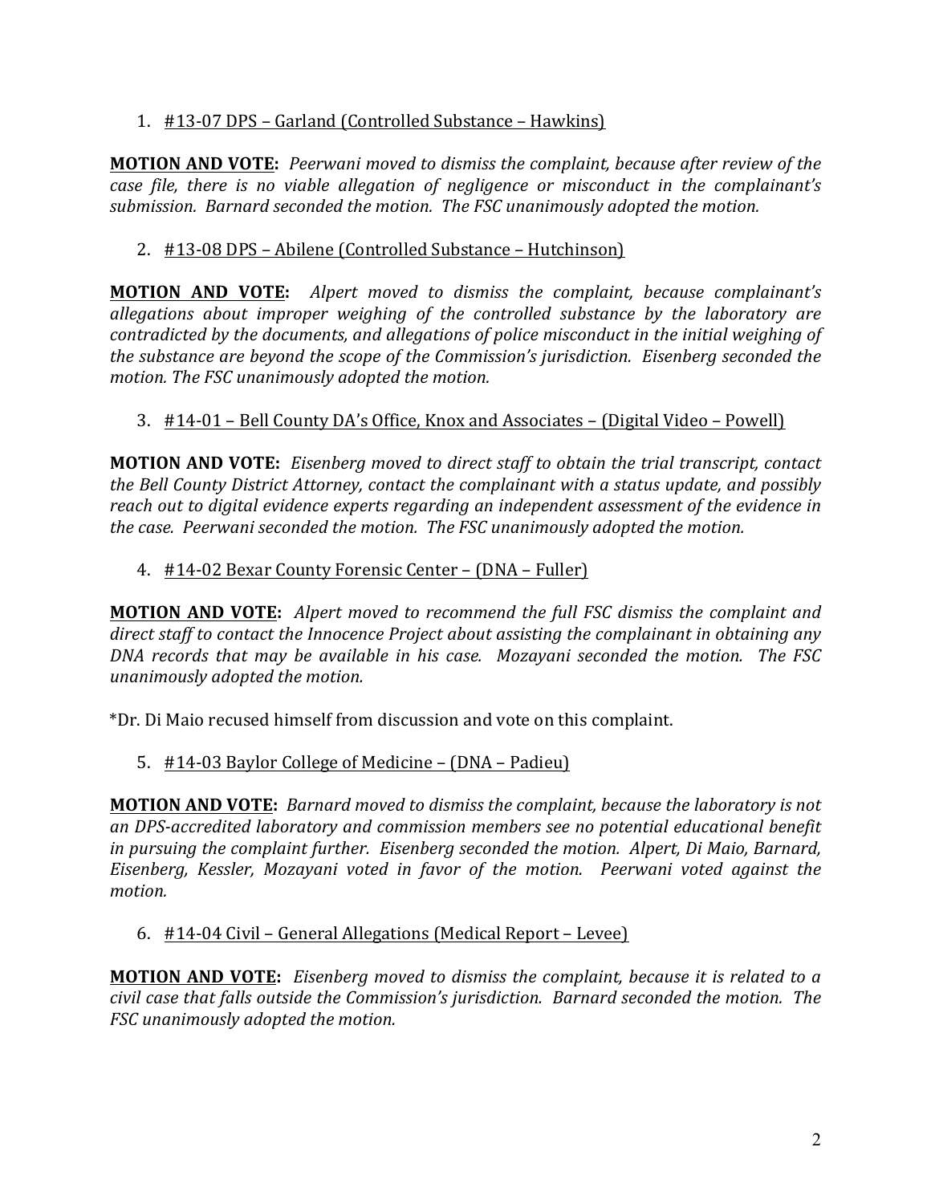1. <u>#13-07 DPS – Garland (Controlled Substance – Hawkins)</u>

<u>**MOTION AND VOTE**</u>**:** *Peerwani moved to dismiss the complaint, because after review of the case file, there is no viable allegation of negligence or misconduct in the complainant's submission. Barnard seconded the motion. The FSC unanimously adopted the motion.*

2. <u>#13-08 DPS – Abilene (Controlled Substance – Hutchinson)</u>

<u>**MOTION AND VOTE**</u>**:** *Alpert moved to dismiss the complaint, because complainant's allegations about improper weighing of the controlled substance by the laboratory are contradicted by the documents, and allegations of police misconduct in the initial weighing of the substance are beyond the scope of the Commission's jurisdiction. Eisenberg seconded the motion. The FSC unanimously adopted the motion.*

3. <u>#14-01 – Bell County DA's Office, Knox and Associates – (Digital Video – Powell)</u>

**MOTION AND VOTE:** *Eisenberg moved to direct staff to obtain the trial transcript, contact the Bell County District Attorney, contact the complainant with a status update, and possibly reach out to digital evidence experts regarding an independent assessment of the evidence in the case. Peerwani seconded the motion. The FSC unanimously adopted the motion.*

4. <u>#14-02 Bexar County Forensic Center – (DNA – Fuller)</u>

<u>**MOTION AND VOTE**</u>**:** *Alpert moved to recommend the full FSC dismiss the complaint and direct staff to contact the Innocence Project about assisting the complainant in obtaining any DNA records that may be available in his case. Mozayani seconded the motion. The FSC unanimously adopted the motion.*

*Dr. Di Maio recused himself from discussion and vote on this complaint.

5. <u>#14-03 Baylor College of Medicine – (DNA – Padieu)</u>

**MOTION AND VOTE:** *Barnard moved to dismiss the complaint, because the laboratory is not an DPS-accredited laboratory and commission members see no potential educational benefit in pursuing the complaint further. Eisenberg seconded the motion. Alpert, Di Maio, Barnard, Eisenberg, Kessler, Mozayani voted in favor of the motion. Peerwani voted against the motion.*

6. <u>#14-04 Civil – General Allegations (Medical Report – Levee)</u>

**MOTION AND VOTE:** *Eisenberg moved to dismiss the complaint, because it is related to a civil case that falls outside the Commission's jurisdiction. Barnard seconded the motion. The FSC unanimously adopted the motion.*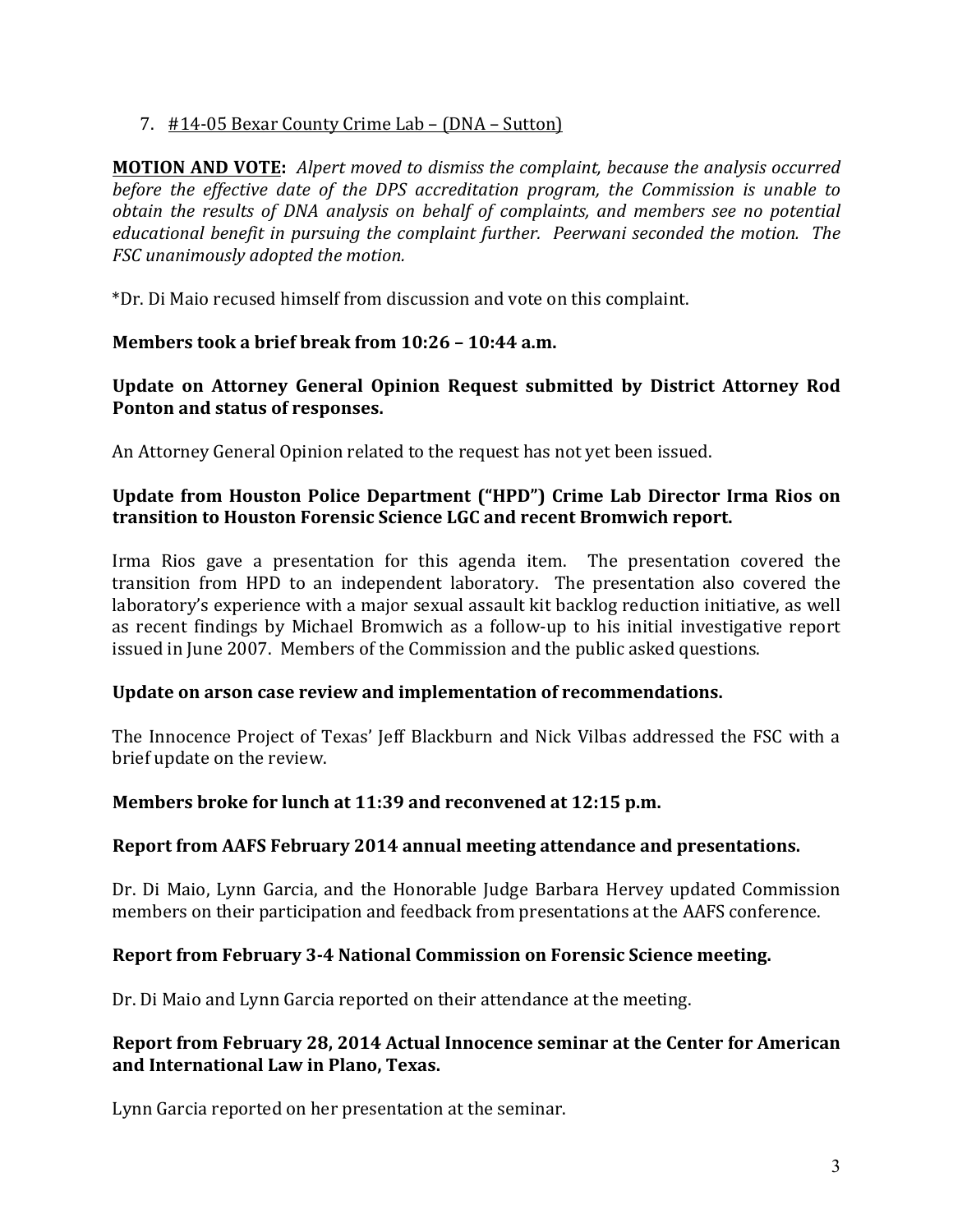7. #14-05 Bexar County Crime Lab – (DNA – Sutton)

**MOTION AND VOTE:** *Alpert moved to dismiss the complaint, because the analysis occurred before the effective date of the DPS accreditation program, the Commission is unable to obtain the results of DNA analysis on behalf of complaints, and members see no potential educational benefit in pursuing the complaint further. Peerwani seconded the motion. The FSC unanimously adopted the motion.*

*Dr. Di Maio recused himself from discussion and vote on this complaint.

**Members took a brief break from 10:26 – 10:44 a.m.**

**Update on Attorney General Opinion Request submitted by District Attorney Rod Ponton and status of responses.**

An Attorney General Opinion related to the request has not yet been issued.

**Update from Houston Police Department ("HPD") Crime Lab Director Irma Rios on transition to Houston Forensic Science LGC and recent Bromwich report.**

Irma Rios gave a presentation for this agenda item. The presentation covered the transition from HPD to an independent laboratory. The presentation also covered the laboratory's experience with a major sexual assault kit backlog reduction initiative, as well as recent findings by Michael Bromwich as a follow-up to his initial investigative report issued in June 2007. Members of the Commission and the public asked questions.

**Update on arson case review and implementation of recommendations.**

The Innocence Project of Texas' Jeff Blackburn and Nick Vilbas addressed the FSC with a brief update on the review.

**Members broke for lunch at 11:39 and reconvened at 12:15 p.m.**

**Report from AAFS February 2014 annual meeting attendance and presentations.**

Dr. Di Maio, Lynn Garcia, and the Honorable Judge Barbara Hervey updated Commission members on their participation and feedback from presentations at the AAFS conference.

**Report from February 3-4 National Commission on Forensic Science meeting.**

Dr. Di Maio and Lynn Garcia reported on their attendance at the meeting.

**Report from February 28, 2014 Actual Innocence seminar at the Center for American and International Law in Plano, Texas.**

Lynn Garcia reported on her presentation at the seminar.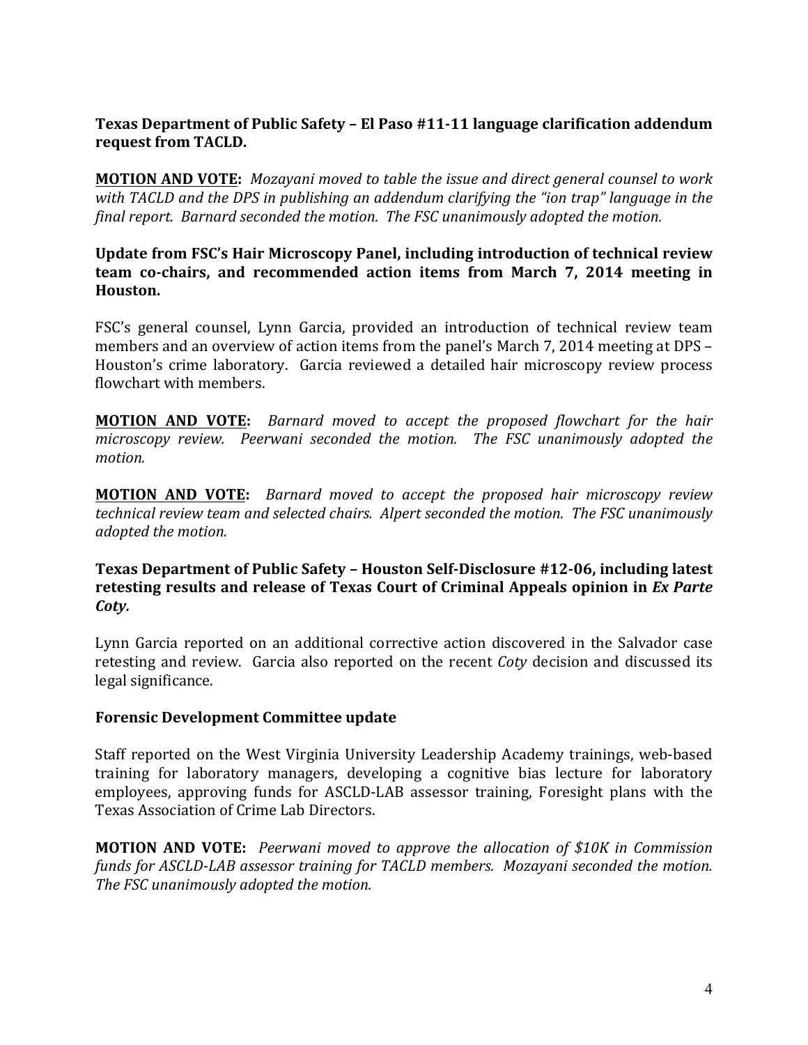**Texas Department of Public Safety – El Paso #11-11 language clarification addendum request from TACLD.**

**MOTION AND VOTE:** *Mozayani moved to table the issue and direct general counsel to work with TACLD and the DPS in publishing an addendum clarifying the "ion trap" language in the final report. Barnard seconded the motion. The FSC unanimously adopted the motion.*

**Update from FSC's Hair Microscopy Panel, including introduction of technical review team co-chairs, and recommended action items from March 7, 2014 meeting in Houston.**

FSC's general counsel, Lynn Garcia, provided an introduction of technical review team members and an overview of action items from the panel's March 7, 2014 meeting at DPS – Houston's crime laboratory. Garcia reviewed a detailed hair microscopy review process flowchart with members.

**MOTION AND VOTE:** *Barnard moved to accept the proposed flowchart for the hair microscopy review. Peerwani seconded the motion. The FSC unanimously adopted the motion.*

**MOTION AND VOTE:** *Barnard moved to accept the proposed hair microscopy review technical review team and selected chairs. Alpert seconded the motion. The FSC unanimously adopted the motion.*

**Texas Department of Public Safety – Houston Self-Disclosure #12-06, including latest retesting results and release of Texas Court of Criminal Appeals opinion in *Ex Parte Coty.***

Lynn Garcia reported on an additional corrective action discovered in the Salvador case retesting and review. Garcia also reported on the recent *Coty* decision and discussed its legal significance.

**Forensic Development Committee update**

Staff reported on the West Virginia University Leadership Academy trainings, web-based training for laboratory managers, developing a cognitive bias lecture for laboratory employees, approving funds for ASCLD-LAB assessor training, Foresight plans with the Texas Association of Crime Lab Directors.

**MOTION AND VOTE:** *Peerwani moved to approve the allocation of $10K in Commission funds for ASCLD-LAB assessor training for TACLD members. Mozayani seconded the motion. The FSC unanimously adopted the motion.*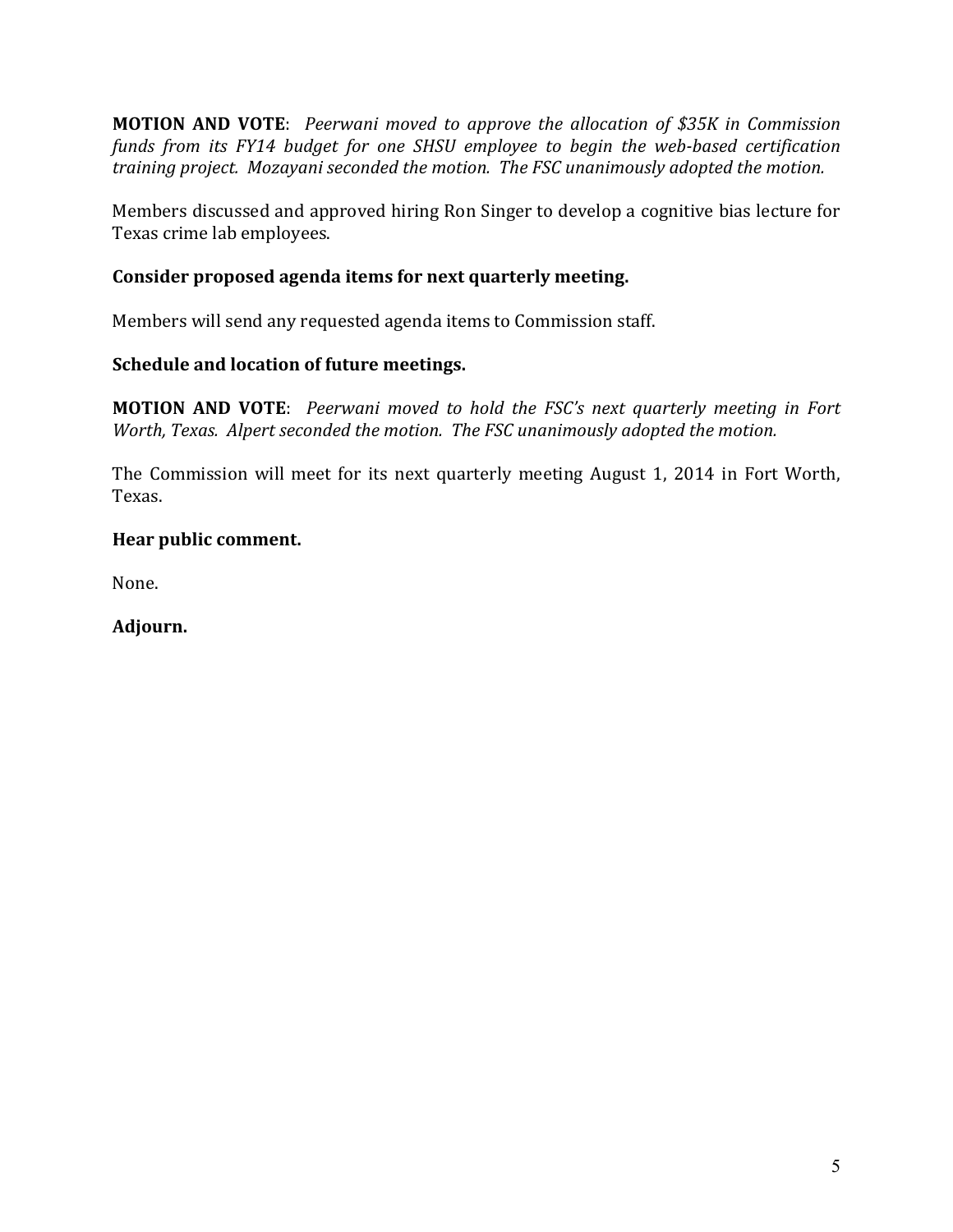**MOTION AND VOTE**: *Peerwani moved to approve the allocation of $35K in Commission funds from its FY14 budget for one SHSU employee to begin the web-based certification training project. Mozayani seconded the motion. The FSC unanimously adopted the motion.*

Members discussed and approved hiring Ron Singer to develop a cognitive bias lecture for Texas crime lab employees.

**Consider proposed agenda items for next quarterly meeting.**

Members will send any requested agenda items to Commission staff.

**Schedule and location of future meetings.**

**MOTION AND VOTE**: *Peerwani moved to hold the FSC's next quarterly meeting in Fort Worth, Texas. Alpert seconded the motion. The FSC unanimously adopted the motion.*

The Commission will meet for its next quarterly meeting August 1, 2014 in Fort Worth, Texas.

**Hear public comment.**

None.

**Adjourn.**